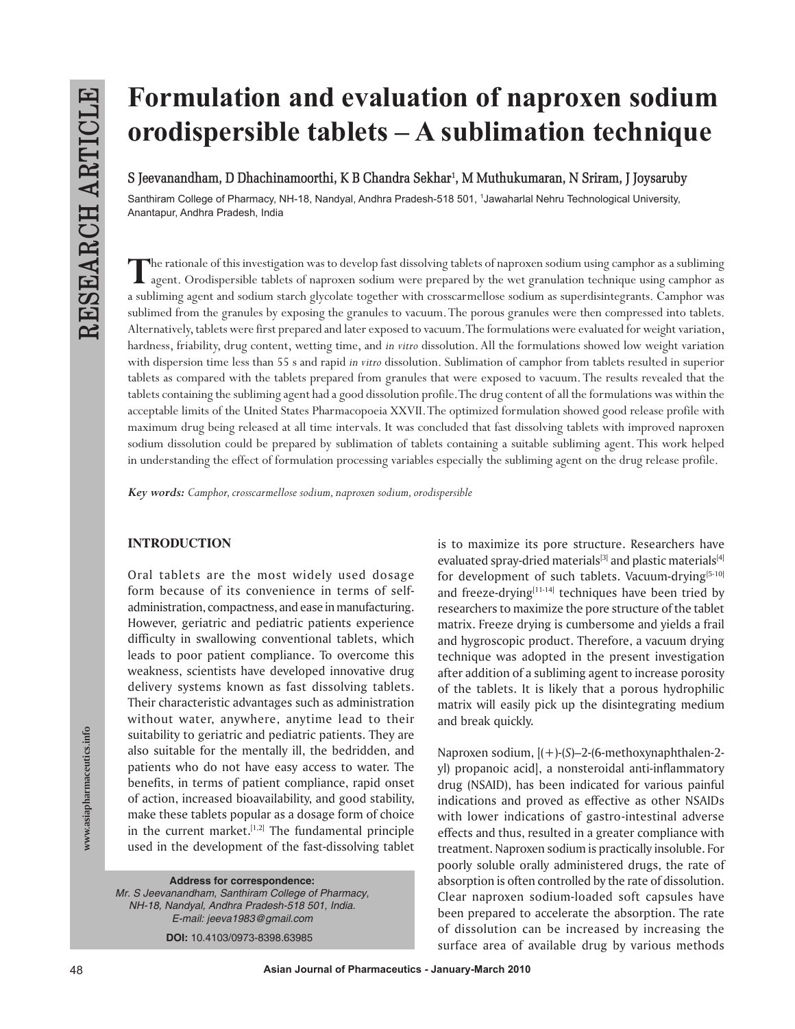# Formulation and evaluation of naproxen sodium orodispersible tablets – A sublimation technique

**S Jeevanandham, D Dhachinamoorthi, K B Chandra Sekhar[1], M Muthukumaran, N Sriram, J Joysaruby**

Santhiram College of Pharmacy, NH-18, Nandyal, Andhra Pradesh-518 501, [1]Jawaharlal Nehru Technological University, Anantapur, Andhra Pradesh, India

The rationale of this investigation was to develop fast dissolving tablets of naproxen sodium using camphor as a subliming agent. Orodispersible tablets of naproxen sodium were prepared by the wet granulation technique using camphor as a subliming agent and sodium starch glycolate together with crosscarmellose sodium as superdisintegrants. Camphor was sublimed from the granules by exposing the granules to vacuum. The porous granules were then compressed into tablets. Alternatively, tablets were first prepared and later exposed to vacuum. The formulations were evaluated for weight variation, hardness, friability, drug content, wetting time, and *in vitro* dissolution. All the formulations showed low weight variation with dispersion time less than 55 s and rapid *in vitro* dissolution. Sublimation of camphor from tablets resulted in superior tablets as compared with the tablets prepared from granules that were exposed to vacuum. The results revealed that the tablets containing the subliming agent had a good dissolution profile. The drug content of all the formulations was within the acceptable limits of the United States Pharmacopoeia XXVII. The optimized formulation showed good release profile with maximum drug being released at all time intervals. It was concluded that fast dissolving tablets with improved naproxen sodium dissolution could be prepared by sublimation of tablets containing a suitable subliming agent. This work helped in understanding the effect of formulation processing variables especially the subliming agent on the drug release profile.

***Key words:*** *Camphor, crosscarmellose sodium, naproxen sodium, orodispersible*

## INTRODUCTION

Oral tablets are the most widely used dosage form because of its convenience in terms of self-administration, compactness, and ease in manufacturing. However, geriatric and pediatric patients experience difficulty in swallowing conventional tablets, which leads to poor patient compliance. To overcome this weakness, scientists have developed innovative drug delivery systems known as fast dissolving tablets. Their characteristic advantages such as administration without water, anywhere, anytime lead to their suitability to geriatric and pediatric patients. They are also suitable for the mentally ill, the bedridden, and patients who do not have easy access to water. The benefits, in terms of patient compliance, rapid onset of action, increased bioavailability, and good stability, make these tablets popular as a dosage form of choice in the current market.[1,2] The fundamental principle used in the development of the fast-dissolving tablet is to maximize its pore structure. Researchers have evaluated spray-dried materials[3] and plastic materials[4] for development of such tablets. Vacuum-drying[5-10] and freeze-drying[11-14] techniques have been tried by researchers to maximize the pore structure of the tablet matrix. Freeze drying is cumbersome and yields a frail and hygroscopic product. Therefore, a vacuum drying technique was adopted in the present investigation after addition of a subliming agent to increase porosity of the tablets. It is likely that a porous hydrophilic matrix will easily pick up the disintegrating medium and break quickly.

Naproxen sodium, [(+)-(*S*)–2-(6-methoxynaphthalen-2-yl) propanoic acid], a nonsteroidal anti-inflammatory drug (NSAID), has been indicated for various painful indications and proved as effective as other NSAIDs with lower indications of gastro-intestinal adverse effects and thus, resulted in a greater compliance with treatment. Naproxen sodium is practically insoluble. For poorly soluble orally administered drugs, the rate of absorption is often controlled by the rate of dissolution. Clear naproxen sodium-loaded soft capsules have been prepared to accelerate the absorption. The rate of dissolution can be increased by increasing the surface area of available drug by various methods

**Address for correspondence:**
*Mr. S Jeevanandham, Santhiram College of Pharmacy, NH-18, Nandyal, Andhra Pradesh-518 501, India.*
*E-mail: jeeva1983@gmail.com*

**DOI:** 10.4103/0973-8398.63985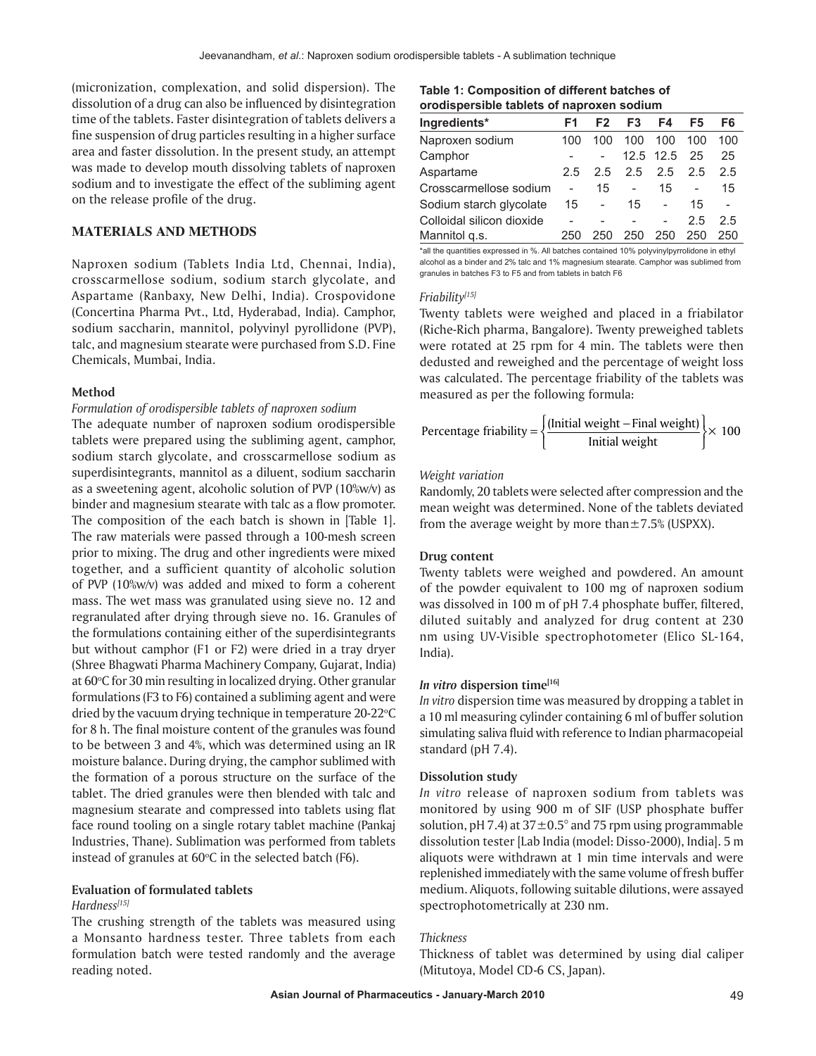(micronization, complexation, and solid dispersion). The dissolution of a drug can also be influenced by disintegration time of the tablets. Faster disintegration of tablets delivers a fine suspension of drug particles resulting in a higher surface area and faster dissolution. In the present study, an attempt was made to develop mouth dissolving tablets of naproxen sodium and to investigate the effect of the subliming agent on the release profile of the drug.

## MATERIALS AND METHODS

Naproxen sodium (Tablets India Ltd, Chennai, India), crosscarmellose sodium, sodium starch glycolate, and Aspartame (Ranbaxy, New Delhi, India). Crospovidone (Concertina Pharma Pvt., Ltd, Hyderabad, India). Camphor, sodium saccharin, mannitol, polyvinyl pyrollidone (PVP), talc, and magnesium stearate were purchased from S.D. Fine Chemicals, Mumbai, India.

### Method

*Formulation of orodispersible tablets of naproxen sodium*

The adequate number of naproxen sodium orodispersible tablets were prepared using the subliming agent, camphor, sodium starch glycolate, and crosscarmellose sodium as superdisintegrants, mannitol as a diluent, sodium saccharin as a sweetening agent, alcoholic solution of PVP (10%w/v) as binder and magnesium stearate with talc as a flow promoter. The composition of the each batch is shown in [Table 1]. The raw materials were passed through a 100-mesh screen prior to mixing. The drug and other ingredients were mixed together, and a sufficient quantity of alcoholic solution of PVP (10%w/v) was added and mixed to form a coherent mass. The wet mass was granulated using sieve no. 12 and regranulated after drying through sieve no. 16. Granules of the formulations containing either of the superdisintegrants but without camphor (F1 or F2) were dried in a tray dryer (Shree Bhagwati Pharma Machinery Company, Gujarat, India) at 60°C for 30 min resulting in localized drying. Other granular formulations (F3 to F6) contained a subliming agent and were dried by the vacuum drying technique in temperature 20-22°C for 8 h. The final moisture content of the granules was found to be between 3 and 4%, which was determined using an IR moisture balance. During drying, the camphor sublimed with the formation of a porous structure on the surface of the tablet. The dried granules were then blended with talc and magnesium stearate and compressed into tablets using flat face round tooling on a single rotary tablet machine (Pankaj Industries, Thane). Sublimation was performed from tablets instead of granules at 60°C in the selected batch (F6).

### Evaluation of formulated tablets

*Hardness[15]*

The crushing strength of the tablets was measured using a Monsanto hardness tester. Three tablets from each formulation batch were tested randomly and the average reading noted.

**Table 1: Composition of different batches of orodispersible tablets of naproxen sodium**

| Ingredients* | F1 | F2 | F3 | F4 | F5 | F6 |
|---|---|---|---|---|---|---|
| Naproxen sodium | 100 | 100 | 100 | 100 | 100 | 100 |
| Camphor | - | - | 12.5 | 12.5 | 25 | 25 |
| Aspartame | 2.5 | 2.5 | 2.5 | 2.5 | 2.5 | 2.5 |
| Crosscarmellose sodium | - | 15 | - | 15 | - | 15 |
| Sodium starch glycolate | 15 | - | 15 | - | 15 | - |
| Colloidal silicon dioxide | - | - | - | - | 2.5 | 2.5 |
| Mannitol q.s. | 250 | 250 | 250 | 250 | 250 | 250 |

*all the quantities expressed in %. All batches contained 10% polyvinylpyrrolidone in ethyl alcohol as a binder and 2% talc and 1% magnesium stearate. Camphor was sublimed from granules in batches F3 to F5 and from tablets in batch F6

*Friability[15]*

Twenty tablets were weighed and placed in a friabilator (Riche-Rich pharma, Bangalore). Twenty preweighed tablets were rotated at 25 rpm for 4 min. The tablets were then dedusted and reweighed and the percentage of weight loss was calculated. The percentage friability of the tablets was measured as per the following formula:

$$\text{Percentage friability} = \left\{ \frac{(\text{Initial weight} - \text{Final weight})}{\text{Initial weight}} \right\} \times 100$$

*Weight variation*

Randomly, 20 tablets were selected after compression and the mean weight was determined. None of the tablets deviated from the average weight by more than ±7.5% (USPXX).

### Drug content

Twenty tablets were weighed and powdered. An amount of the powder equivalent to 100 mg of naproxen sodium was dissolved in 100 m of pH 7.4 phosphate buffer, filtered, diluted suitably and analyzed for drug content at 230 nm using UV-Visible spectrophotometer (Elico SL-164, India).

### *In vitro* dispersion time[16]

*In vitro* dispersion time was measured by dropping a tablet in a 10 ml measuring cylinder containing 6 ml of buffer solution simulating saliva fluid with reference to Indian pharmacopeial standard (pH 7.4).

### Dissolution study

*In vitro* release of naproxen sodium from tablets was monitored by using 900 m of SIF (USP phosphate buffer solution, pH 7.4) at 37±0.5° and 75 rpm using programmable dissolution tester [Lab India (model: Disso-2000), India]. 5 m aliquots were withdrawn at 1 min time intervals and were replenished immediately with the same volume of fresh buffer medium. Aliquots, following suitable dilutions, were assayed spectrophotometrically at 230 nm.

*Thickness*

Thickness of tablet was determined by using dial caliper (Mitutoya, Model CD-6 CS, Japan).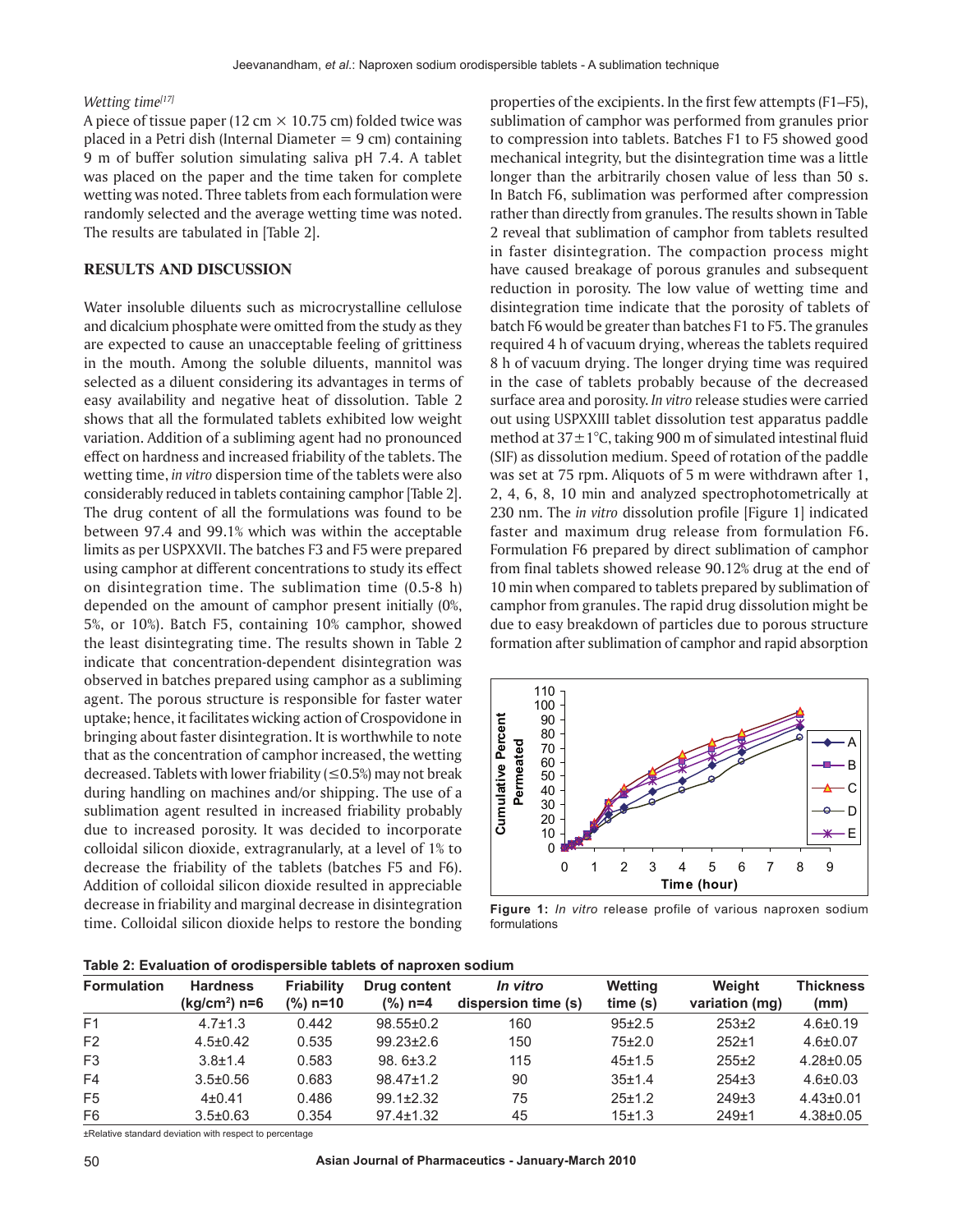*Wetting time*[17]

A piece of tissue paper (12 cm × 10.75 cm) folded twice was placed in a Petri dish (Internal Diameter = 9 cm) containing 9 m of buffer solution simulating saliva pH 7.4. A tablet was placed on the paper and the time taken for complete wetting was noted. Three tablets from each formulation were randomly selected and the average wetting time was noted. The results are tabulated in [Table 2].

## RESULTS AND DISCUSSION

Water insoluble diluents such as microcrystalline cellulose and dicalcium phosphate were omitted from the study as they are expected to cause an unacceptable feeling of grittiness in the mouth. Among the soluble diluents, mannitol was selected as a diluent considering its advantages in terms of easy availability and negative heat of dissolution. Table 2 shows that all the formulated tablets exhibited low weight variation. Addition of a subliming agent had no pronounced effect on hardness and increased friability of the tablets. The wetting time, *in vitro* dispersion time of the tablets were also considerably reduced in tablets containing camphor [Table 2]. The drug content of all the formulations was found to be between 97.4 and 99.1% which was within the acceptable limits as per USPXXVII. The batches F3 and F5 were prepared using camphor at different concentrations to study its effect on disintegration time. The sublimation time (0.5-8 h) depended on the amount of camphor present initially (0%, 5%, or 10%). Batch F5, containing 10% camphor, showed the least disintegrating time. The results shown in Table 2 indicate that concentration-dependent disintegration was observed in batches prepared using camphor as a subliming agent. The porous structure is responsible for faster water uptake; hence, it facilitates wicking action of Crospovidone in bringing about faster disintegration. It is worthwhile to note that as the concentration of camphor increased, the wetting decreased. Tablets with lower friability (≤0.5%) may not break during handling on machines and/or shipping. The use of a sublimation agent resulted in increased friability probably due to increased porosity. It was decided to incorporate colloidal silicon dioxide, extragranularly, at a level of 1% to decrease the friability of the tablets (batches F5 and F6). Addition of colloidal silicon dioxide resulted in appreciable decrease in friability and marginal decrease in disintegration time. Colloidal silicon dioxide helps to restore the bonding properties of the excipients. In the first few attempts (F1–F5), sublimation of camphor was performed from granules prior to compression into tablets. Batches F1 to F5 showed good mechanical integrity, but the disintegration time was a little longer than the arbitrarily chosen value of less than 50 s. In Batch F6, sublimation was performed after compression rather than directly from granules. The results shown in Table 2 reveal that sublimation of camphor from tablets resulted in faster disintegration. The compaction process might have caused breakage of porous granules and subsequent reduction in porosity. The low value of wetting time and disintegration time indicate that the porosity of tablets of batch F6 would be greater than batches F1 to F5. The granules required 4 h of vacuum drying, whereas the tablets required 8 h of vacuum drying. The longer drying time was required in the case of tablets probably because of the decreased surface area and porosity. *In vitro* release studies were carried out using USPXXIII tablet dissolution test apparatus paddle method at 37 ± 1°C, taking 900 m of simulated intestinal fluid (SIF) as dissolution medium. Speed of rotation of the paddle was set at 75 rpm. Aliquots of 5 m were withdrawn after 1, 2, 4, 6, 8, 10 min and analyzed spectrophotometrically at 230 nm. The *in vitro* dissolution profile [Figure 1] indicated faster and maximum drug release from formulation F6. Formulation F6 prepared by direct sublimation of camphor from final tablets showed release 90.12% drug at the end of 10 min when compared to tablets prepared by sublimation of camphor from granules. The rapid drug dissolution might be due to easy breakdown of particles due to porous structure formation after sublimation of camphor and rapid absorption

**Figure 1:** *In vitro* release profile of various naproxen sodium formulations

**Table 2: Evaluation of orodispersible tablets of naproxen sodium**

| Formulation | Hardness ($kg/cm^2$) n=6 | Friability (%) n=10 | Drug content (%) n=4 | *In vitro* dispersion time (s) | Wetting time (s) | Weight variation (mg) | Thickness (mm) |
|---|---|---|---|---|---|---|---|
| F1 | 4.7±1.3 | 0.442 | 98.55±0.2 | 160 | 95±2.5 | 253±2 | 4.6±0.19 |
| F2 | 4.5±0.42 | 0.535 | 99.23±2.6 | 150 | 75±2.0 | 252±1 | 4.6±0.07 |
| F3 | 3.8±1.4 | 0.583 | 98. 6±3.2 | 115 | 45±1.5 | 255±2 | 4.28±0.05 |
| F4 | 3.5±0.56 | 0.683 | 98.47±1.2 | 90 | 35±1.4 | 254±3 | 4.6±0.03 |
| F5 | 4±0.41 | 0.486 | 99.1±2.32 | 75 | 25±1.2 | 249±3 | 4.43±0.01 |
| F6 | 3.5±0.63 | 0.354 | 97.4±1.32 | 45 | 15±1.3 | 249±1 | 4.38±0.05 |

±Relative standard deviation with respect to percentage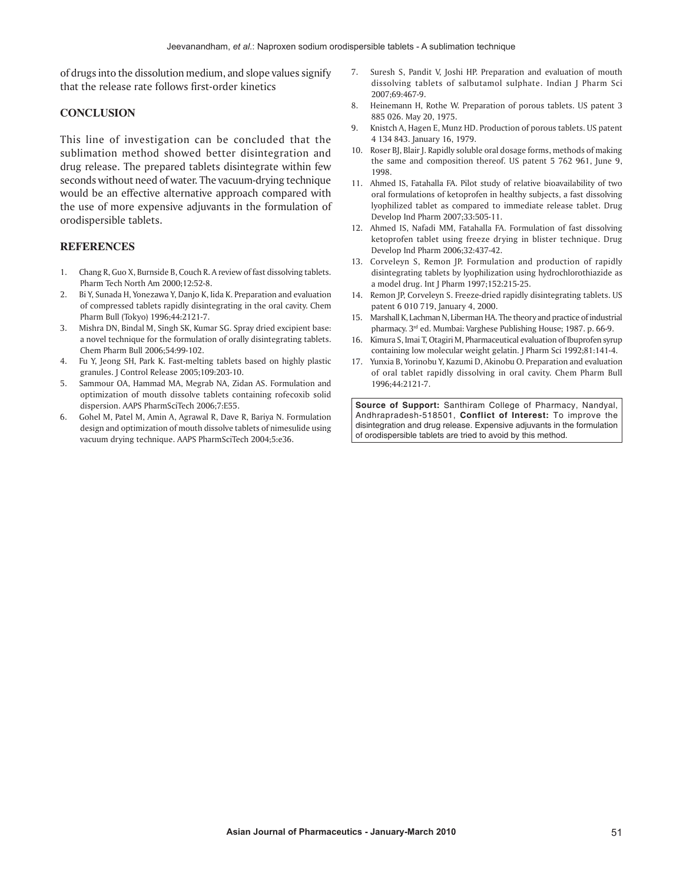of drugs into the dissolution medium, and slope values signify that the release rate follows first-order kinetics

## CONCLUSION

This line of investigation can be concluded that the sublimation method showed better disintegration and drug release. The prepared tablets disintegrate within few seconds without need of water. The vacuum-drying technique would be an effective alternative approach compared with the use of more expensive adjuvants in the formulation of orodispersible tablets.

## REFERENCES

1. Chang R, Guo X, Burnside B, Couch R. A review of fast dissolving tablets. Pharm Tech North Am 2000;12:52-8.
2. Bi Y, Sunada H, Yonezawa Y, Danjo K, Iida K. Preparation and evaluation of compressed tablets rapidly disintegrating in the oral cavity. Chem Pharm Bull (Tokyo) 1996;44:2121-7.
3. Mishra DN, Bindal M, Singh SK, Kumar SG. Spray dried excipient base: a novel technique for the formulation of orally disintegrating tablets. Chem Pharm Bull 2006;54:99-102.
4. Fu Y, Jeong SH, Park K. Fast-melting tablets based on highly plastic granules. J Control Release 2005;109:203-10.
5. Sammour OA, Hammad MA, Megrab NA, Zidan AS. Formulation and optimization of mouth dissolve tablets containing rofecoxib solid dispersion. AAPS PharmSciTech 2006;7:E55.
6. Gohel M, Patel M, Amin A, Agrawal R, Dave R, Bariya N. Formulation design and optimization of mouth dissolve tablets of nimesulide using vacuum drying technique. AAPS PharmSciTech 2004;5:e36.
7. Suresh S, Pandit V, Joshi HP. Preparation and evaluation of mouth dissolving tablets of salbutamol sulphate. Indian J Pharm Sci 2007;69:467-9.
8. Heinemann H, Rothe W. Preparation of porous tablets. US patent 3 885 026. May 20, 1975.
9. Knistch A, Hagen E, Munz HD. Production of porous tablets. US patent 4 134 843. January 16, 1979.
10. Roser BJ, Blair J. Rapidly soluble oral dosage forms, methods of making the same and composition thereof. US patent 5 762 961, June 9, 1998.
11. Ahmed IS, Fatahalla FA. Pilot study of relative bioavailability of two oral formulations of ketoprofen in healthy subjects, a fast dissolving lyophilized tablet as compared to immediate release tablet. Drug Develop Ind Pharm 2007;33:505-11.
12. Ahmed IS, Nafadi MM, Fatahalla FA. Formulation of fast dissolving ketoprofen tablet using freeze drying in blister technique. Drug Develop Ind Pharm 2006;32:437-42.
13. Corveleyn S, Remon JP. Formulation and production of rapidly disintegrating tablets by lyophilization using hydrochlorothiazide as a model drug. Int J Pharm 1997;152:215-25.
14. Remon JP, Corveleyn S. Freeze-dried rapidly disintegrating tablets. US patent 6 010 719, January 4, 2000.
15. Marshall K, Lachman N, Liberman HA. The theory and practice of industrial pharmacy. 3rd ed. Mumbai: Varghese Publishing House; 1987. p. 66-9.
16. Kimura S, Imai T, Otagiri M, Pharmaceutical evaluation of Ibuprofen syrup containing low molecular weight gelatin. J Pharm Sci 1992;81:141-4.
17. Yunxia B, Yorinobu Y, Kazumi D, Akinobu O. Preparation and evaluation of oral tablet rapidly dissolving in oral cavity. Chem Pharm Bull 1996;44:2121-7.

**Source of Support:** Santhiram College of Pharmacy, Nandyal, Andhrapradesh-518501, **Conflict of Interest:** To improve the disintegration and drug release. Expensive adjuvants in the formulation of orodispersible tablets are tried to avoid by this method.